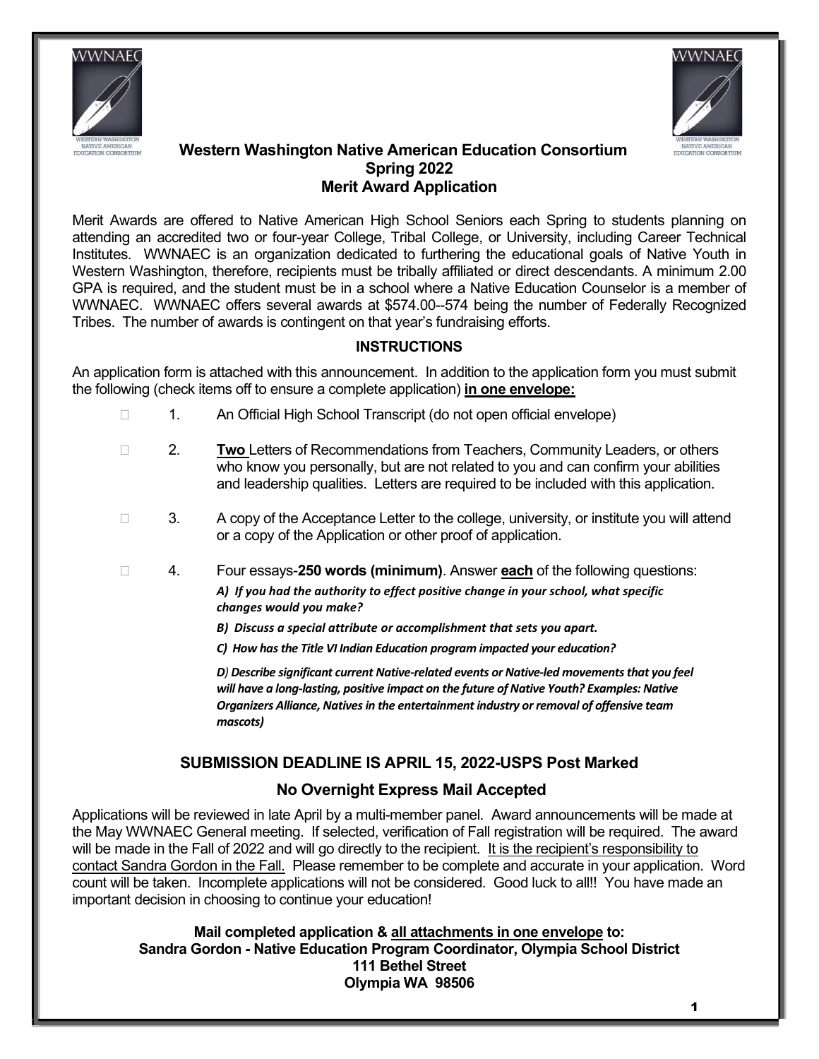# Western Washington Native American Education Consortium
## Spring 2022
## Merit Award Application

Merit Awards are offered to Native American High School Seniors each Spring to students planning on attending an accredited two or four-year College, Tribal College, or University, including Career Technical Institutes. WWNAEC is an organization dedicated to furthering the educational goals of Native Youth in Western Washington, therefore, recipients must be tribally affiliated or direct descendants. A minimum 2.00 GPA is required, and the student must be in a school where a Native Education Counselor is a member of WWNAEC. WWNAEC offers several awards at $574.00--574 being the number of Federally Recognized Tribes. The number of awards is contingent on that year's fundraising efforts.

**INSTRUCTIONS**

An application form is attached with this announcement. In addition to the application form you must submit the following (check items off to ensure a complete application) **in one envelope:**

- ☐ 1. An Official High School Transcript (do not open official envelope)
- ☐ 2. **Two** Letters of Recommendations from Teachers, Community Leaders, or others who know you personally, but are not related to you and can confirm your abilities and leadership qualities. Letters are required to be included with this application.
- ☐ 3. A copy of the Acceptance Letter to the college, university, or institute you will attend or a copy of the Application or other proof of application.
- ☐ 4. Four essays-**250 words (minimum)**. Answer **each** of the following questions:
  - ***A) If you had the authority to effect positive change in your school, what specific changes would you make?***
  - ***B) Discuss a special attribute or accomplishment that sets you apart.***
  - ***C) How has the Title VI Indian Education program impacted your education?***
  - ***D) Describe significant current Native-related events or Native-led movements that you feel will have a long-lasting, positive impact on the future of Native Youth? Examples: Native Organizers Alliance, Natives in the entertainment industry or removal of offensive team mascots)***

**SUBMISSION DEADLINE IS APRIL 15, 2022-USPS Post Marked**

**No Overnight Express Mail Accepted**

Applications will be reviewed in late April by a multi-member panel. Award announcements will be made at the May WWNAEC General meeting. If selected, verification of Fall registration will be required. The award will be made in the Fall of 2022 and will go directly to the recipient. It is the recipient's responsibility to contact Sandra Gordon in the Fall. Please remember to be complete and accurate in your application. Word count will be taken. Incomplete applications will not be considered. Good luck to all!! You have made an important decision in choosing to continue your education!

**Mail completed application & all attachments in one envelope to:**
**Sandra Gordon - Native Education Program Coordinator, Olympia School District**
**111 Bethel Street**
**Olympia WA 98506**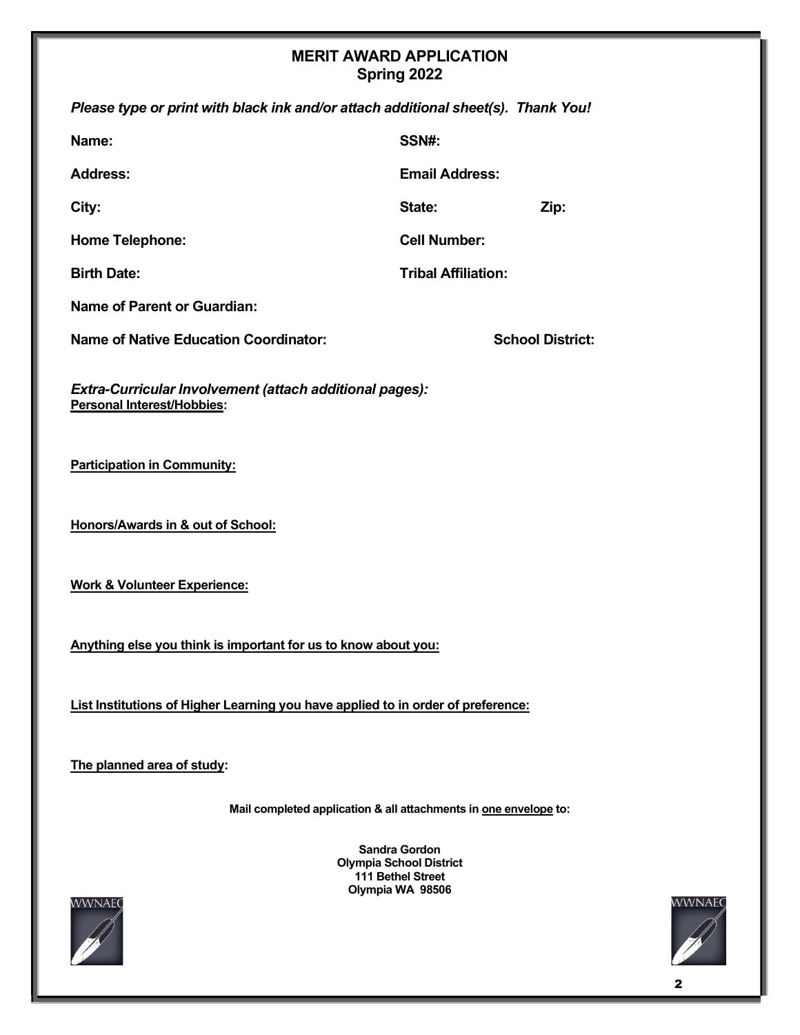# MERIT AWARD APPLICATION
## Spring 2022

***Please type or print with black ink and/or attach additional sheet(s). Thank You!***

**Name:** **SSN#:**

**Address:** **Email Address:**

**City:** **State:** **Zip:**

**Home Telephone:** **Cell Number:**

**Birth Date:** **Tribal Affiliation:**

**Name of Parent or Guardian:**

**Name of Native Education Coordinator:** **School District:**

***Extra-Curricular Involvement (attach additional pages):***

**Personal Interest/Hobbies:**

**Participation in Community:**

**Honors/Awards in & out of School:**

**Work & Volunteer Experience:**

**Anything else you think is important for us to know about you:**

**List Institutions of Higher Learning you have applied to in order of preference:**

**The planned area of study:**

**Mail completed application & all attachments in one envelope to:**

**Sandra Gordon**
**Olympia School District**
**111 Bethel Street**
**Olympia WA 98506**

WWNAEC

WWNAEC